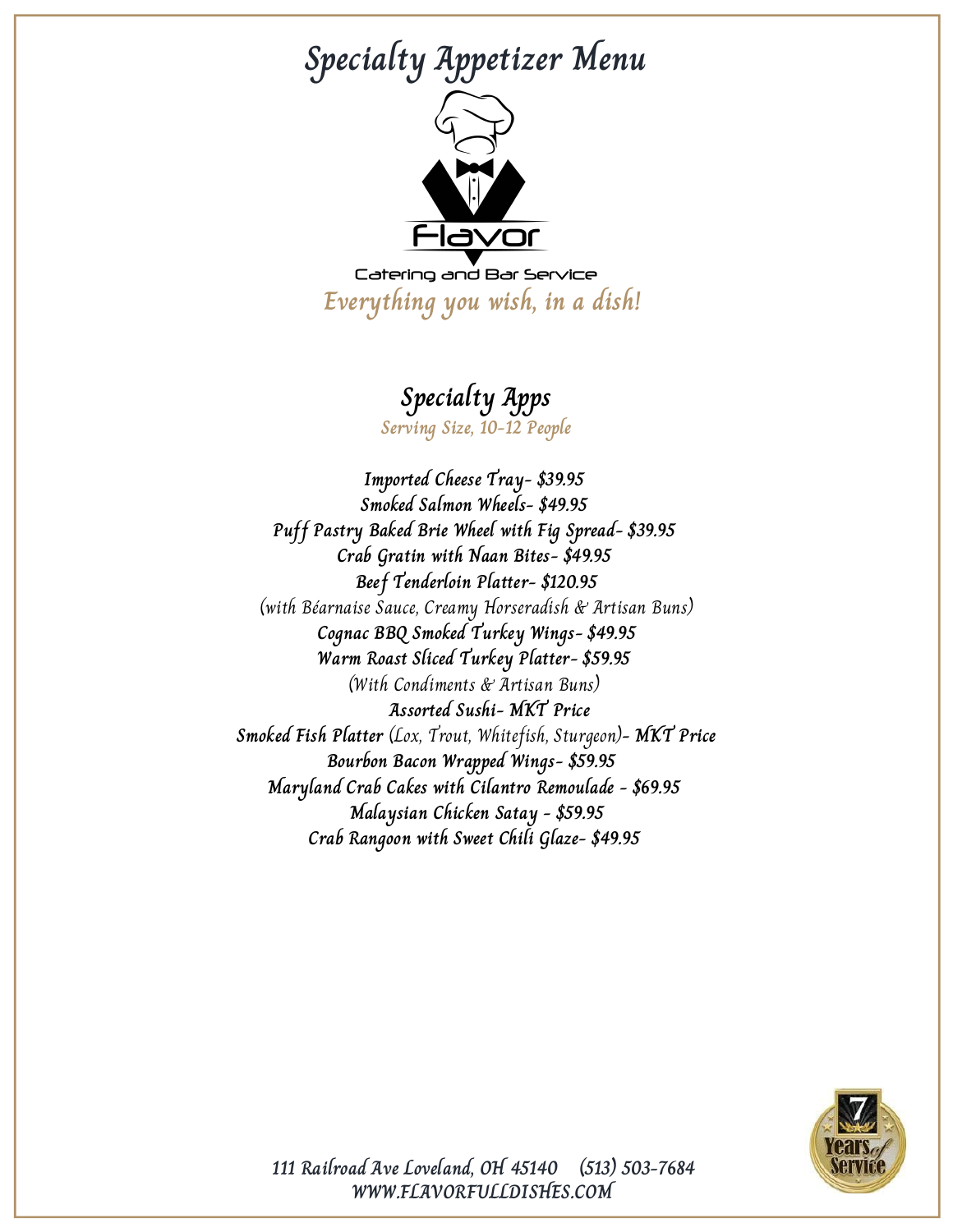# Specialty Appetizer Menu

Flavor

Catering and Bar Service

*Everything you wish, in a dish!*

## Specialty Apps

*Serving Size, 10-12 People*

**Imported Cheese Tray- $39.95**
**Smoked Salmon Wheels- $49.95**
**Puff Pastry Baked Brie Wheel with Fig Spread- $39.95**
**Crab Gratin with Naan Bites- $49.95**
**Beef Tenderloin Platter- $120.95**
(with Béarnaise Sauce, Creamy Horseradish & Artisan Buns)
**Cognac BBQ Smoked Turkey Wings- $49.95**
**Warm Roast Sliced Turkey Platter- $59.95**
(With Condiments & Artisan Buns)
**Assorted Sushi- MKT Price**
**Smoked Fish Platter** (Lox, Trout, Whitefish, Sturgeon)**- MKT Price**
**Bourbon Bacon Wrapped Wings- $59.95**
**Maryland Crab Cakes with Cilantro Remoulade - $69.95**
**Malaysian Chicken Satay - $59.95**
**Crab Rangoon with Sweet Chili Glaze- $49.95**

7 Years of Service

111 Railroad Ave Loveland, OH 45140 (513) 503-7684
WWW.FLAVORFULLDISHES.COM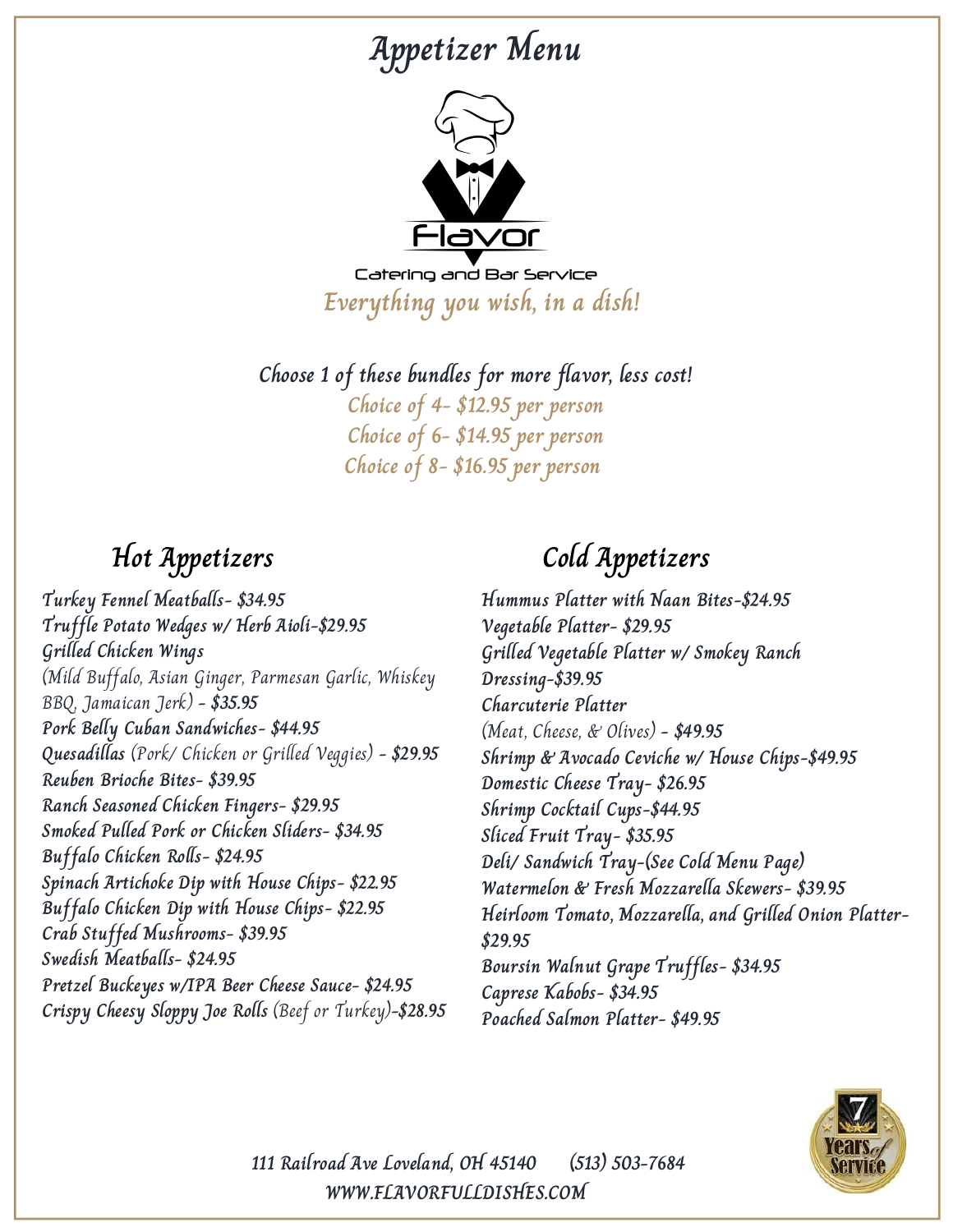# Appetizer Menu

Flavor

Catering and Bar Service

*Everything you wish, in a dish!*

**Choose 1 of these bundles for more flavor, less cost!**

Choice of 4- $12.95 per person
Choice of 6- $14.95 per person
Choice of 8- $16.95 per person

## Hot Appetizers

**Turkey Fennel Meatballs- $34.95**
**Truffle Potato Wedges w/ Herb Aioli-$29.95**
**Grilled Chicken Wings**
(Mild Buffalo, Asian Ginger, Parmesan Garlic, Whiskey BBQ, Jamaican Jerk) **- $35.95**
**Pork Belly Cuban Sandwiches- $44.95**
**Quesadillas** (Pork/ Chicken or Grilled Veggies) **- $29.95**
**Reuben Brioche Bites- $39.95**
**Ranch Seasoned Chicken Fingers- $29.95**
**Smoked Pulled Pork or Chicken Sliders- $34.95**
**Buffalo Chicken Rolls- $24.95**
**Spinach Artichoke Dip with House Chips- $22.95**
**Buffalo Chicken Dip with House Chips- $22.95**
**Crab Stuffed Mushrooms- $39.95**
**Swedish Meatballs- $24.95**
**Pretzel Buckeyes w/IPA Beer Cheese Sauce- $24.95**
**Crispy Cheesy Sloppy Joe Rolls** (Beef or Turkey)**-$28.95**

## Cold Appetizers

**Hummus Platter with Naan Bites-$24.95**
**Vegetable Platter- $29.95**
**Grilled Vegetable Platter w/ Smokey Ranch Dressing-$39.95**
**Charcuterie Platter**
(Meat, Cheese, & Olives) **- $49.95**
**Shrimp & Avocado Ceviche w/ House Chips-$49.95**
**Domestic Cheese Tray- $26.95**
**Shrimp Cocktail Cups-$44.95**
**Sliced Fruit Tray- $35.95**
**Deli/ Sandwich Tray-(See Cold Menu Page)**
**Watermelon & Fresh Mozzarella Skewers- $39.95**
**Heirloom Tomato, Mozzarella, and Grilled Onion Platter- $29.95**
**Boursin Walnut Grape Truffles- $34.95**
**Caprese Kabobs- $34.95**
**Poached Salmon Platter- $49.95**

7 Years of Service

**111 Railroad Ave Loveland, OH 45140 (513) 503-7684**
**WWW.FLAVORFULLDISHES.COM**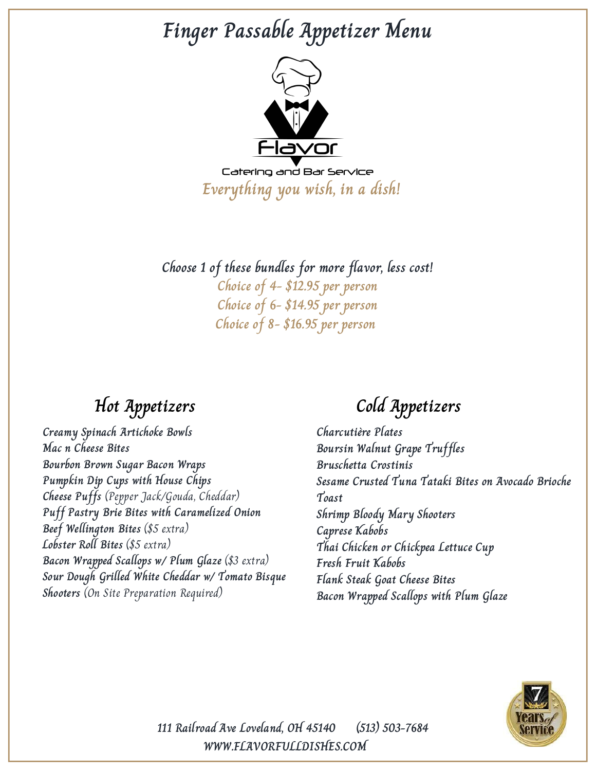# Finger Passable Appetizer Menu

Flavor

Catering and Bar Service

*Everything you wish, in a dish!*

**Choose 1 of these bundles for more flavor, less cost!**

Choice of 4- $12.95 per person

Choice of 6- $14.95 per person

Choice of 8- $16.95 per person

## Hot Appetizers

- Creamy Spinach Artichoke Bowls
- Mac n Cheese Bites
- Bourbon Brown Sugar Bacon Wraps
- Pumpkin Dip Cups with House Chips
- Cheese Puffs (Pepper Jack/Gouda, Cheddar)
- Puff Pastry Brie Bites with Caramelized Onion
- Beef Wellington Bites ($5 extra)
- Lobster Roll Bites ($5 extra)
- Bacon Wrapped Scallops w/ Plum Glaze ($3 extra)
- Sour Dough Grilled White Cheddar w/ Tomato Bisque Shooters (On Site Preparation Required)

## Cold Appetizers

- Charcutière Plates
- Boursin Walnut Grape Truffles
- Bruschetta Crostinis
- Sesame Crusted Tuna Tataki Bites on Avocado Brioche Toast
- Shrimp Bloody Mary Shooters
- Caprese Kabobs
- Thai Chicken or Chickpea Lettuce Cup
- Fresh Fruit Kabobs
- Flank Steak Goat Cheese Bites
- Bacon Wrapped Scallops with Plum Glaze

7 Years of Service

111 Railroad Ave Loveland, OH 45140 (513) 503-7684

WWW.FLAVORFULLDISHES.COM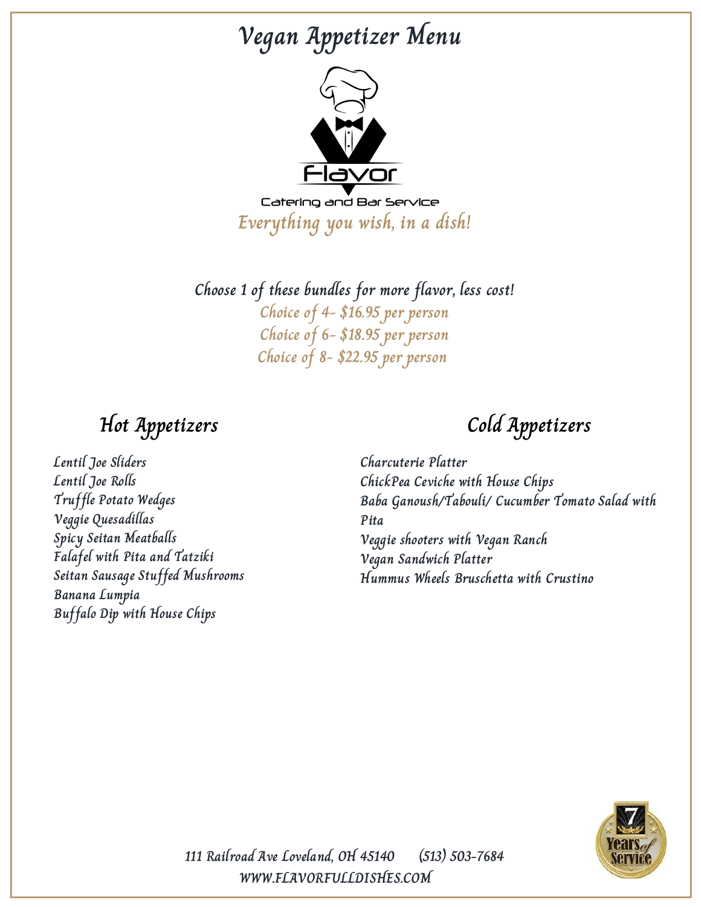# Vegan Appetizer Menu

Flavor

Catering and Bar Service

*Everything you wish, in a dish!*

*Choose 1 of these bundles for more flavor, less cost!*

*Choice of 4- $16.95 per person*

*Choice of 6- $18.95 per person*

*Choice of 8- $22.95 per person*

## Hot Appetizers

- Lentil Joe Sliders
- Lentil Joe Rolls
- Truffle Potato Wedges
- Veggie Quesadillas
- Spicy Seitan Meatballs
- Falafel with Pita and Tatziki
- Seitan Sausage Stuffed Mushrooms
- Banana Lumpia
- Buffalo Dip with House Chips

## Cold Appetizers

- Charcuterie Platter
- ChickPea Ceviche with House Chips
- Baba Ganoush/Tabouli/ Cucumber Tomato Salad with Pita
- Veggie shooters with Vegan Ranch
- Vegan Sandwich Platter
- Hummus Wheels Bruschetta with Crustino

111 Railroad Ave Loveland, OH 45140 (513) 503-7684

WWW.FLAVORFULLDISHES.COM

7 Years of Service